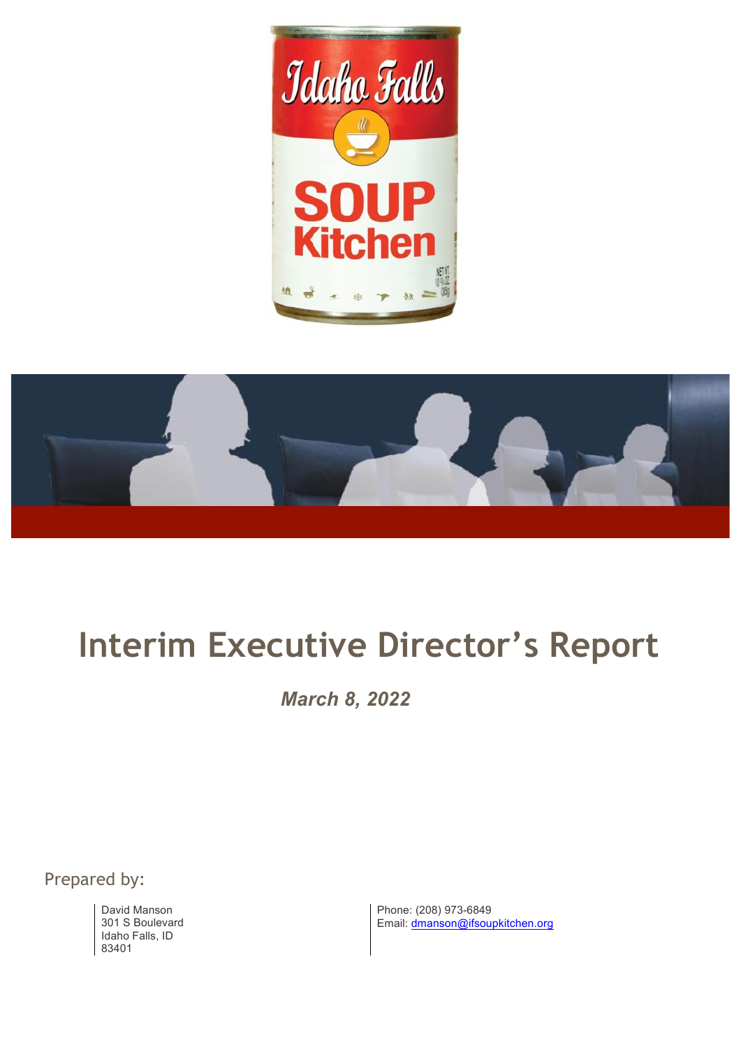# Interim Executive Director's Report

***March 8, 2022***

Prepared by:

David Manson
301 S Boulevard
Idaho Falls, ID
83401

Phone: (208) 973-6849
Email: dmanson@ifsoupkitchen.org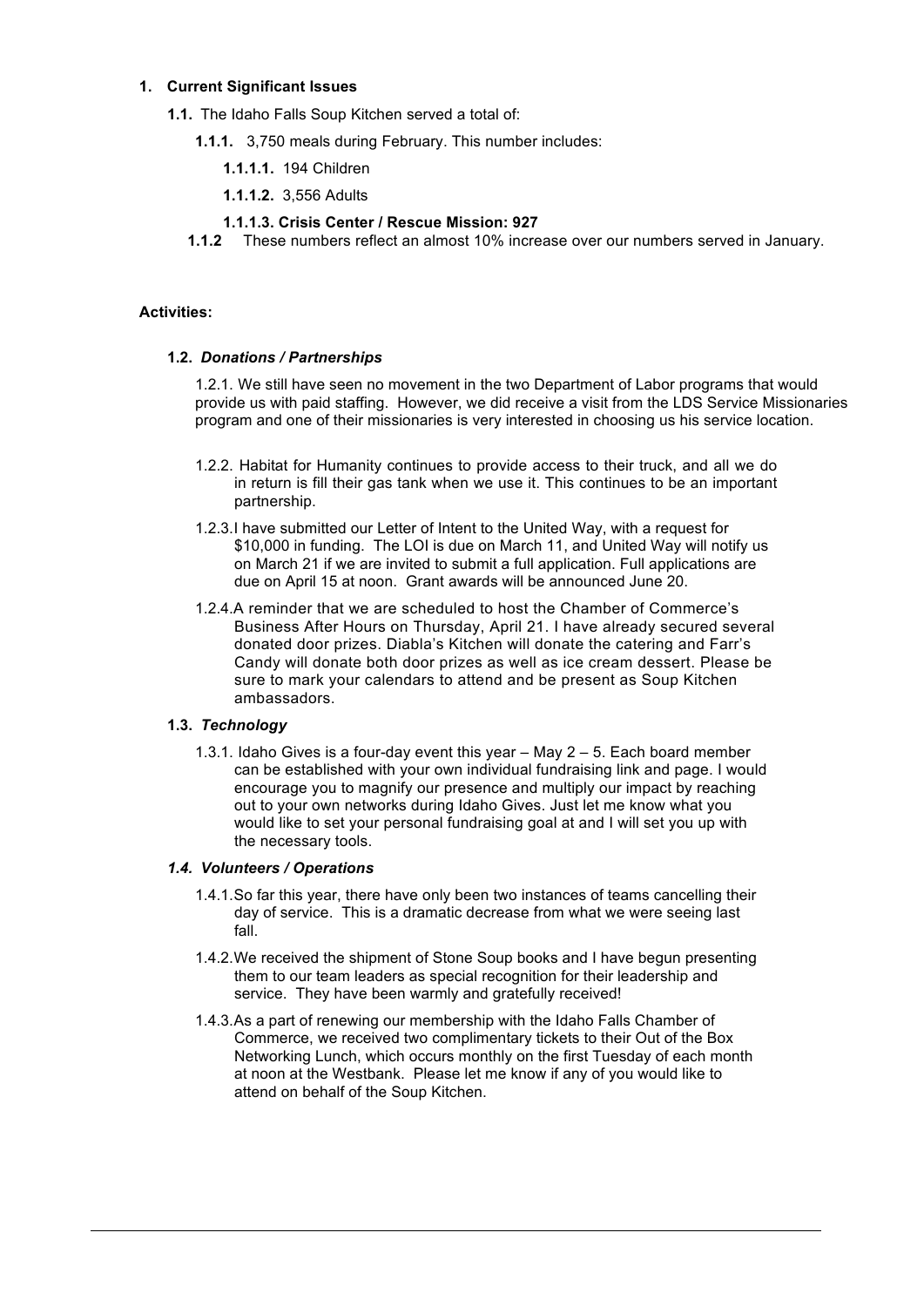## 1. Current Significant Issues

**1.1.** The Idaho Falls Soup Kitchen served a total of:

**1.1.1.** 3,750 meals during February. This number includes:

**1.1.1.1.** 194 Children

**1.1.1.2.** 3,556 Adults

**1.1.1.3. Crisis Center / Rescue Mission: 927**

**1.1.2** These numbers reflect an almost 10% increase over our numbers served in January.

**Activities:**

### 1.2. *Donations / Partnerships*

1.2.1. We still have seen no movement in the two Department of Labor programs that would provide us with paid staffing. However, we did receive a visit from the LDS Service Missionaries program and one of their missionaries is very interested in choosing us his service location.

1.2.2. Habitat for Humanity continues to provide access to their truck, and all we do in return is fill their gas tank when we use it. This continues to be an important partnership.

1.2.3. I have submitted our Letter of Intent to the United Way, with a request for $10,000 in funding. The LOI is due on March 11, and United Way will notify us on March 21 if we are invited to submit a full application. Full applications are due on April 15 at noon. Grant awards will be announced June 20.

1.2.4. A reminder that we are scheduled to host the Chamber of Commerce's Business After Hours on Thursday, April 21. I have already secured several donated door prizes. Diabla's Kitchen will donate the catering and Farr's Candy will donate both door prizes as well as ice cream dessert. Please be sure to mark your calendars to attend and be present as Soup Kitchen ambassadors.

### 1.3. *Technology*

1.3.1. Idaho Gives is a four-day event this year – May 2 – 5. Each board member can be established with your own individual fundraising link and page. I would encourage you to magnify our presence and multiply our impact by reaching out to your own networks during Idaho Gives. Just let me know what you would like to set your personal fundraising goal at and I will set you up with the necessary tools.

### *1.4. Volunteers / Operations*

1.4.1. So far this year, there have only been two instances of teams cancelling their day of service. This is a dramatic decrease from what we were seeing last fall.

1.4.2. We received the shipment of Stone Soup books and I have begun presenting them to our team leaders as special recognition for their leadership and service. They have been warmly and gratefully received!

1.4.3. As a part of renewing our membership with the Idaho Falls Chamber of Commerce, we received two complimentary tickets to their Out of the Box Networking Lunch, which occurs monthly on the first Tuesday of each month at noon at the Westbank. Please let me know if any of you would like to attend on behalf of the Soup Kitchen.